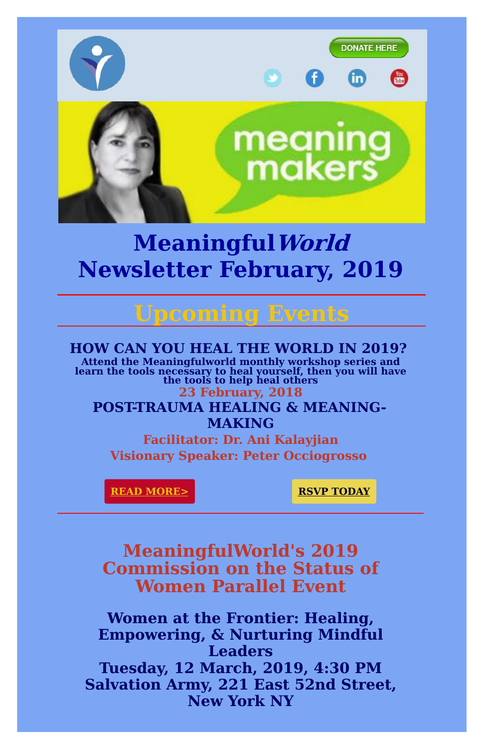DONATE HERE

# Meaningful*World*
# Newsletter February, 2019

## Upcoming Events

### HOW CAN YOU HEAL THE WORLD IN 2019?

**Attend the Meaningfulworld monthly workshop series and learn the tools necessary to heal yourself, then you will have the tools to help heal others**

**23 February, 2018**

### POST-TRAUMA HEALING & MEANING-MAKING

**Facilitator: Dr. Ani Kalayjian**

**Visionary Speaker: Peter Occiogrosso**

READ MORE>

RSVP TODAY

## MeaningfulWorld's 2019 Commission on the Status of Women Parallel Event

### Women at the Frontier: Healing, Empowering, & Nurturing Mindful Leaders

**Tuesday, 12 March, 2019, 4:30 PM**

**Salvation Army, 221 East 52nd Street, New York NY**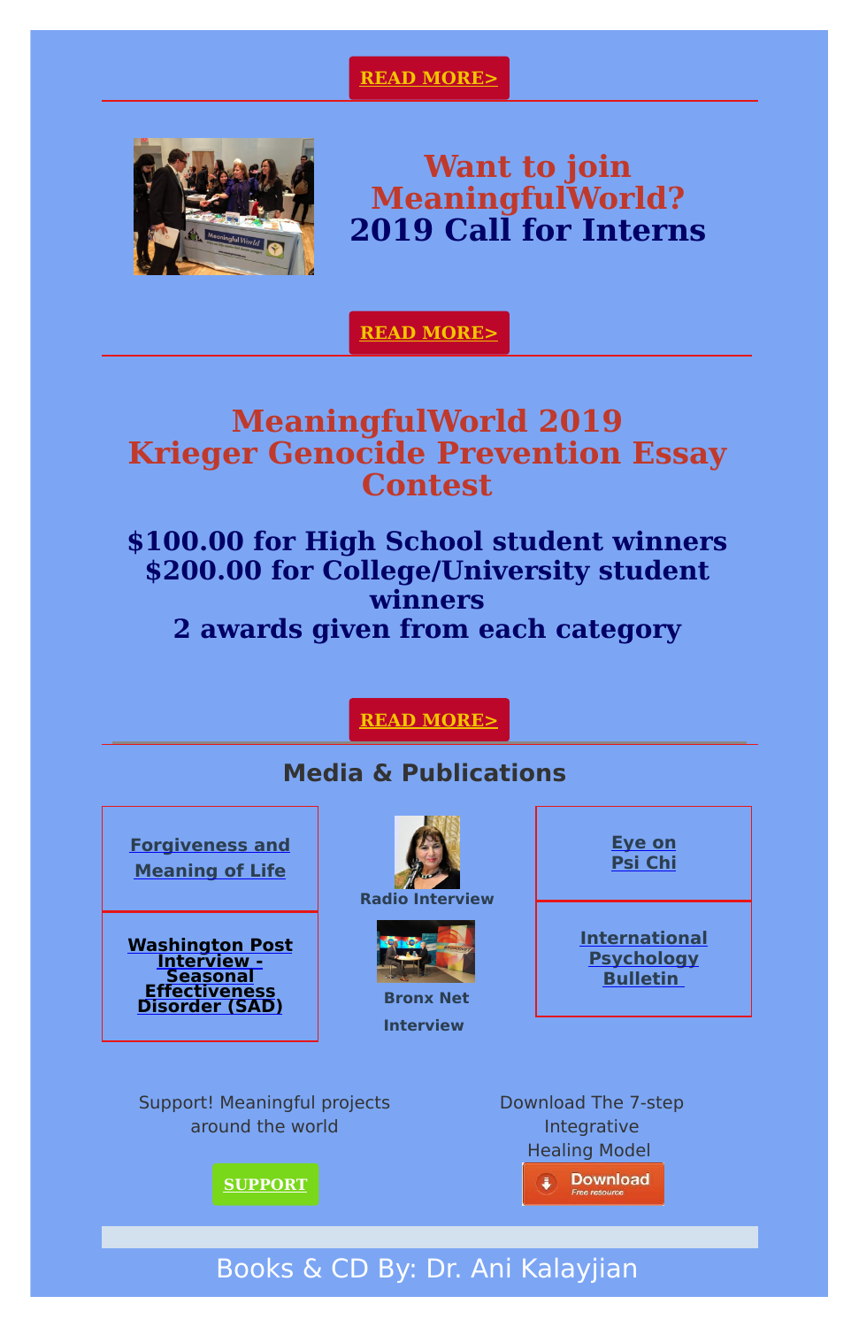**READ MORE>**

## Want to join MeaningfulWorld?
## 2019 Call for Interns

**READ MORE>**

## MeaningfulWorld 2019 Krieger Genocide Prevention Essay Contest

### $100.00 for High School student winners
### $200.00 for College/University student winners
### 2 awards given from each category

**READ MORE>**

## Media & Publications

**Forgiveness and Meaning of Life**

**Washington Post Interview - Seasonal Effectiveness Disorder (SAD)**

**Radio Interview**

**Bronx Net Interview**

**Eye on Psi Chi**

**International Psychology Bulletin**

Support! Meaningful projects around the world

**SUPPORT**

Download The 7-step Integrative Healing Model

Download
Free resource

Books & CD By: Dr. Ani Kalayjian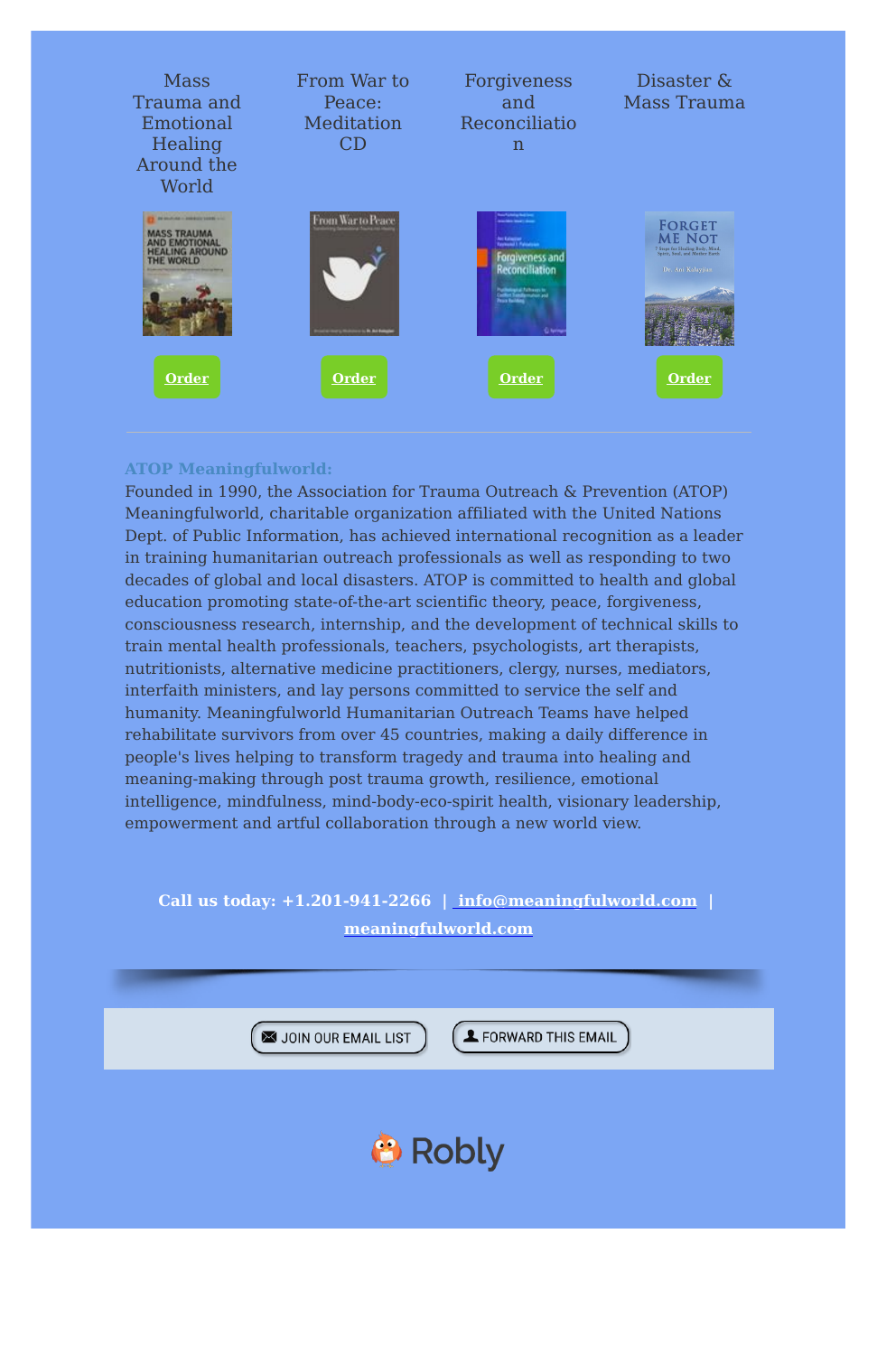| Mass Trauma and Emotional Healing Around the World | From War to Peace: Meditation CD | Forgiveness and Reconciliation | Disaster & Mass Trauma |
| --- | --- | --- | --- |
| **Order** | **Order** | **Order** | **Order** |

---

**ATOP Meaningfulworld:**
Founded in 1990, the Association for Trauma Outreach & Prevention (ATOP) Meaningfulworld, charitable organization affiliated with the United Nations Dept. of Public Information, has achieved international recognition as a leader in training humanitarian outreach professionals as well as responding to two decades of global and local disasters. ATOP is committed to health and global education promoting state-of-the-art scientific theory, peace, forgiveness, consciousness research, internship, and the development of technical skills to train mental health professionals, teachers, psychologists, art therapists, nutritionists, alternative medicine practitioners, clergy, nurses, mediators, interfaith ministers, and lay persons committed to service the self and humanity. Meaningfulworld Humanitarian Outreach Teams have helped rehabilitate survivors from over 45 countries, making a daily difference in people's lives helping to transform tragedy and trauma into healing and meaning-making through post trauma growth, resilience, emotional intelligence, mindfulness, mind-body-eco-spirit health, visionary leadership, empowerment and artful collaboration through a new world view.

**Call us today: +1.201-941-2266 | info@meaningfulworld.com | meaningfulworld.com**

JOIN OUR EMAIL LIST | FORWARD THIS EMAIL

Robly